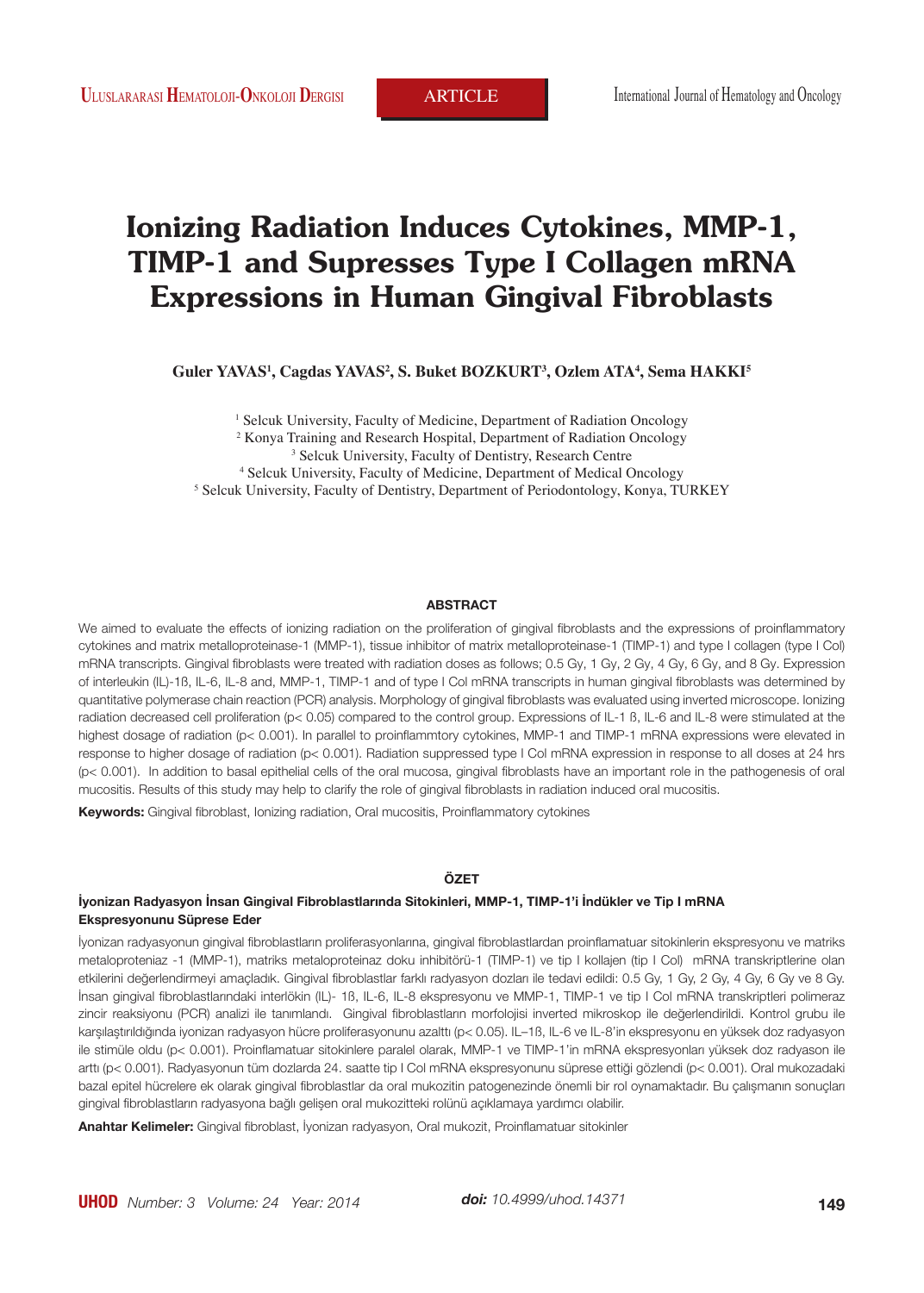ARTICLE

# Ionizing Radiation Induces Cytokines, MMP-1, TIMP-1 and Supresses Type I Collagen mRNA Expressions in Human Gingival Fibroblasts

**Guler YAVAS[1], Cagdas YAVAS[2], S. Buket BOZKURT[3], Ozlem ATA[4], Sema HAKKI[5]**

[1] Selcuk University, Faculty of Medicine, Department of Radiation Oncology
[2] Konya Training and Research Hospital, Department of Radiation Oncology
[3] Selcuk University, Faculty of Dentistry, Research Centre
[4] Selcuk University, Faculty of Medicine, Department of Medical Oncology
[5] Selcuk University, Faculty of Dentistry, Department of Periodontology, Konya, TURKEY

## ABSTRACT

We aimed to evaluate the effects of ionizing radiation on the proliferation of gingival fibroblasts and the expressions of proinflammatory cytokines and matrix metalloproteinase-1 (MMP-1), tissue inhibitor of matrix metalloproteinase-1 (TIMP-1) and type I collagen (type I Col) mRNA transcripts. Gingival fibroblasts were treated with radiation doses as follows; 0.5 Gy, 1 Gy, 2 Gy, 4 Gy, 6 Gy, and 8 Gy. Expression of interleukin (IL)-1ß, IL-6, IL-8 and, MMP-1, TIMP-1 and of type I Col mRNA transcripts in human gingival fibroblasts was determined by quantitative polymerase chain reaction (PCR) analysis. Morphology of gingival fibroblasts was evaluated using inverted microscope. Ionizing radiation decreased cell proliferation ($p < 0.05$) compared to the control group. Expressions of IL-1 ß, IL-6 and IL-8 were stimulated at the highest dosage of radiation ($p < 0.001$). In parallel to proinflammtory cytokines, MMP-1 and TIMP-1 mRNA expressions were elevated in response to higher dosage of radiation ($p < 0.001$). Radiation suppressed type I Col mRNA expression in response to all doses at 24 hrs ($p < 0.001$). In addition to basal epithelial cells of the oral mucosa, gingival fibroblasts have an important role in the pathogenesis of oral mucositis. Results of this study may help to clarify the role of gingival fibroblasts in radiation induced oral mucositis.

**Keywords:** Gingival fibroblast, Ionizing radiation, Oral mucositis, Proinflammatory cytokines

## ÖZET

### İyonizan Radyasyon İnsan Gingival Fibroblastlarında Sitokinleri, MMP-1, TIMP-1'i İndükler ve Tip I mRNA Ekspresyonunu Süprese Eder

İyonizan radyasyonun gingival fibroblastların proliferasyonlarına, gingival fibroblastlardan proinflamatuar sitokinlerin ekspresyonu ve matriks metaloproteniaz -1 (MMP-1), matriks metaloproteinaz doku inhibitörü-1 (TIMP-1) ve tip I kollajen (tip I Col) mRNA transkriptlerine olan etkilerini değerlendirmeyi amaçladık. Gingival fibroblastlar farklı radyasyon dozları ile tedavi edildi: 0.5 Gy, 1 Gy, 2 Gy, 4 Gy, 6 Gy ve 8 Gy. İnsan gingival fibroblastlarındaki interlökin (IL)- 1ß, IL-6, IL-8 ekspresyonu ve MMP-1, TIMP-1 ve tip I Col mRNA transkriptleri polimeraz zincir reaksiyonu (PCR) analizi ile tanımlandı. Gingival fibroblastların morfolojisi inverted mikroskop ile değerlendirildi. Kontrol grubu ile karşılaştırıldığında iyonizan radyasyon hücre proliferasyonunu azalttı ($p < 0.05$). IL–1ß, IL-6 ve IL-8'in ekspresyonu en yüksek doz radyasyon ile stimüle oldu ($p < 0.001$). Proinflamatuar sitokinlere paralel olarak, MMP-1 ve TIMP-1'in mRNA ekspresyonları yüksek doz radyason ile arttı ($p < 0.001$). Radyasyonun tüm dozlarda 24. saatte tip I Col mRNA ekspresyonunu süprese ettiği gözlendi ($p < 0.001$). Oral mukozadaki bazal epitel hücrelere ek olarak gingival fibroblastlar da oral mukozitin patogenezinde önemli bir rol oynamaktadır. Bu çalışmanın sonuçları gingival fibroblastların radyasyona bağlı gelişen oral mukozitteki rolünü açıklamaya yardımcı olabilir.

**Anahtar Kelimeler:** Gingival fibroblast, İyonizan radyasyon, Oral mukozit, Proinflamatuar sitokinler

*doi:* 10.4999/uhod.14371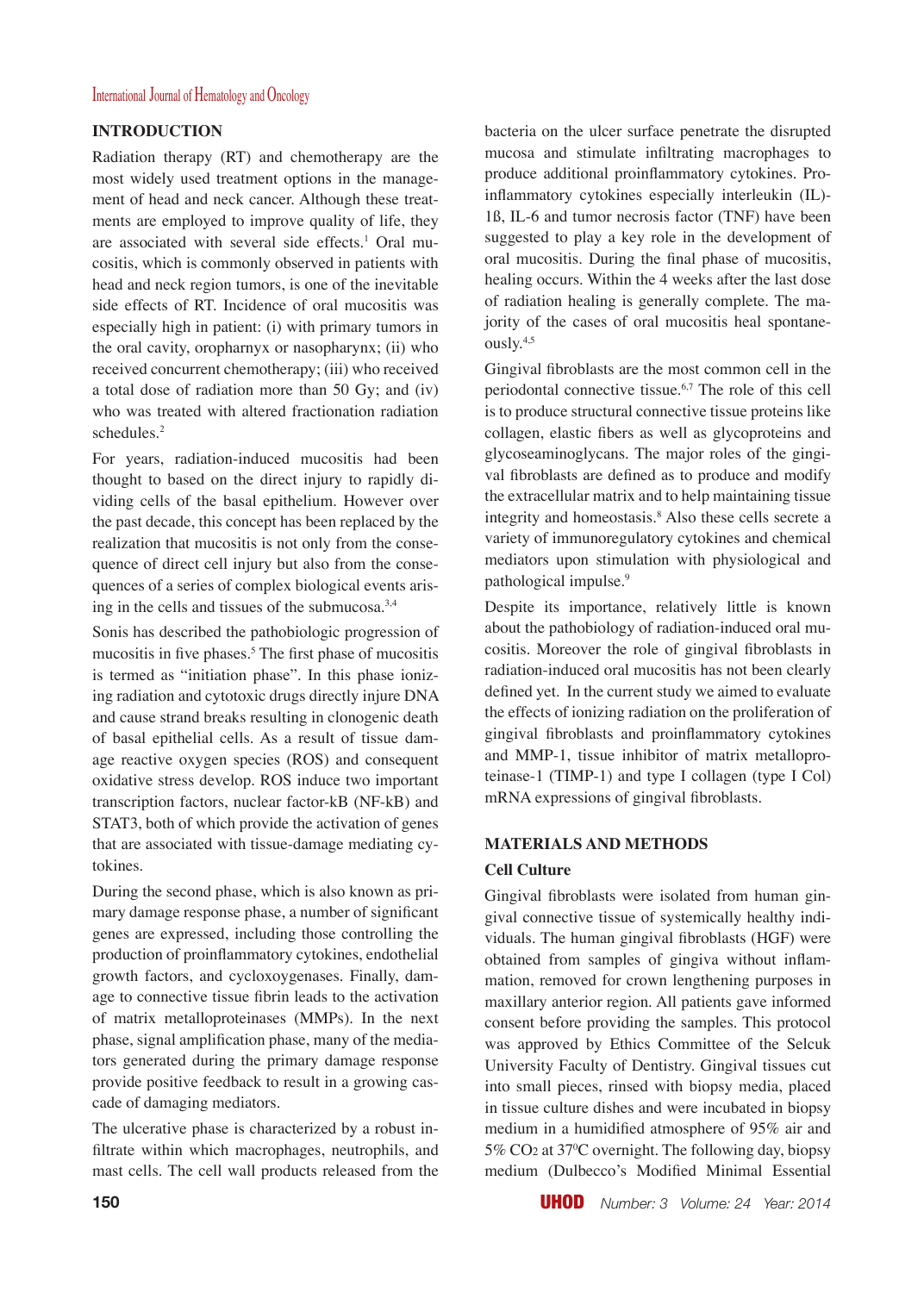## INTRODUCTION

Radiation therapy (RT) and chemotherapy are the most widely used treatment options in the management of head and neck cancer. Although these treatments are employed to improve quality of life, they are associated with several side effects.[1] Oral mucositis, which is commonly observed in patients with head and neck region tumors, is one of the inevitable side effects of RT. Incidence of oral mucositis was especially high in patient: (i) with primary tumors in the oral cavity, oropharnyx or nasopharynx; (ii) who received concurrent chemotherapy; (iii) who received a total dose of radiation more than 50 Gy; and (iv) who was treated with altered fractionation radiation schedules.[2]

For years, radiation-induced mucositis had been thought to based on the direct injury to rapidly dividing cells of the basal epithelium. However over the past decade, this concept has been replaced by the realization that mucositis is not only from the consequence of direct cell injury but also from the consequences of a series of complex biological events arising in the cells and tissues of the submucosa.[3,4]

Sonis has described the pathobiologic progression of mucositis in five phases.[5] The first phase of mucositis is termed as "initiation phase". In this phase ionizing radiation and cytotoxic drugs directly injure DNA and cause strand breaks resulting in clonogenic death of basal epithelial cells. As a result of tissue damage reactive oxygen species (ROS) and consequent oxidative stress develop. ROS induce two important transcription factors, nuclear factor-kB (NF-kB) and STAT3, both of which provide the activation of genes that are associated with tissue-damage mediating cytokines.

During the second phase, which is also known as primary damage response phase, a number of significant genes are expressed, including those controlling the production of proinflammatory cytokines, endothelial growth factors, and cycloxoygenases. Finally, damage to connective tissue fibrin leads to the activation of matrix metalloproteinases (MMPs). In the next phase, signal amplification phase, many of the mediators generated during the primary damage response provide positive feedback to result in a growing cascade of damaging mediators.

The ulcerative phase is characterized by a robust infiltrate within which macrophages, neutrophils, and mast cells. The cell wall products released from the bacteria on the ulcer surface penetrate the disrupted mucosa and stimulate infiltrating macrophages to produce additional proinflammatory cytokines. Proinflammatory cytokines especially interleukin (IL)-1ß, IL-6 and tumor necrosis factor (TNF) have been suggested to play a key role in the development of oral mucositis. During the final phase of mucositis, healing occurs. Within the 4 weeks after the last dose of radiation healing is generally complete. The majority of the cases of oral mucositis heal spontaneously.[4,5]

Gingival fibroblasts are the most common cell in the periodontal connective tissue.[6,7] The role of this cell is to produce structural connective tissue proteins like collagen, elastic fibers as well as glycoproteins and glycoseaminoglycans. The major roles of the gingival fibroblasts are defined as to produce and modify the extracellular matrix and to help maintaining tissue integrity and homeostasis.[8] Also these cells secrete a variety of immunoregulatory cytokines and chemical mediators upon stimulation with physiological and pathological impulse.[9]

Despite its importance, relatively little is known about the pathobiology of radiation-induced oral mucositis. Moreover the role of gingival fibroblasts in radiation-induced oral mucositis has not been clearly defined yet. In the current study we aimed to evaluate the effects of ionizing radiation on the proliferation of gingival fibroblasts and proinflammatory cytokines and MMP-1, tissue inhibitor of matrix metalloproteinase-1 (TIMP-1) and type I collagen (type I Col) mRNA expressions of gingival fibroblasts.

## MATERIALS AND METHODS

### Cell Culture

Gingival fibroblasts were isolated from human gingival connective tissue of systemically healthy individuals. The human gingival fibroblasts (HGF) were obtained from samples of gingiva without inflammation, removed for crown lengthening purposes in maxillary anterior region. All patients gave informed consent before providing the samples. This protocol was approved by Ethics Committee of the Selcuk University Faculty of Dentistry. Gingival tissues cut into small pieces, rinsed with biopsy media, placed in tissue culture dishes and were incubated in biopsy medium in a humidified atmosphere of 95% air and 5% $CO_2$ at 37$^0$C overnight. The following day, biopsy medium (Dulbecco's Modified Minimal Essential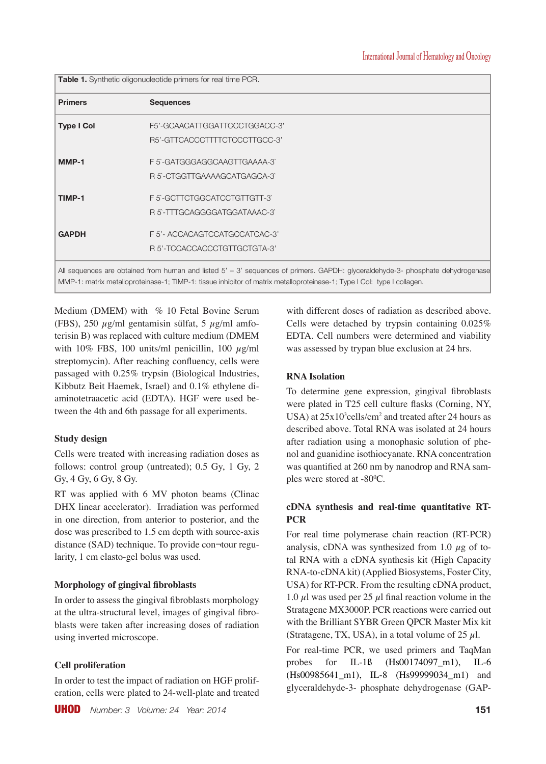**Table 1.** Synthetic oligonucleotide primers for real time PCR.

| Primers | Sequences |
|---|---|
| **Type I Col** | F5'-GCAACATTGGATTCCCTGGACC-3' <br> R5'-GTTCACCCTTTTCTCCCTTGCC-3' |
| **MMP-1** | F 5`-GATGGGAGGCAAGTTGAAAA-3` <br> R 5`-CTGGTTGAAAAGCATGAGCA-3` |
| **TIMP-1** | F 5`-GCTTCTGGCATCCTGTTGTT-3` <br> R 5`-TTTGCAGGGGATGGATAAAC-3` |
| **GAPDH** | F 5'- ACCACAGTCCATGCCATCAC-3' <br> R 5'-TCCACCACCCTGTTGCTGTA-3' |

All sequences are obtained from human and listed 5' – 3' sequences of primers. GAPDH: glyceraldehyde-3- phosphate dehydrogenase MMP-1: matrix metalloproteinase-1; TIMP-1: tissue inhibitor of matrix metalloproteinase-1; Type I Col: type I collagen.

Medium (DMEM) with % 10 Fetal Bovine Serum (FBS), 250 $\mu$g/ml gentamisin sülfat, 5 $\mu$g/ml amfoterisin B) was replaced with culture medium (DMEM with 10% FBS, 100 units/ml penicillin, 100 $\mu$g/ml streptomycin). After reaching confluency, cells were passaged with 0.25% trypsin (Biological Industries, Kibbutz Beit Haemek, Israel) and 0.1% ethylene diaminotetraacetic acid (EDTA). HGF were used between the 4th and 6th passage for all experiments.

### Study design

Cells were treated with increasing radiation doses as follows: control group (untreated); 0.5 Gy, 1 Gy, 2 Gy, 4 Gy, 6 Gy, 8 Gy.

RT was applied with 6 MV photon beams (Clinac DHX linear accelerator). Irradiation was performed in one direction, from anterior to posterior, and the dose was prescribed to 1.5 cm depth with source-axis distance (SAD) technique. To provide con¬tour regularity, 1 cm elasto-gel bolus was used.

### Morphology of gingival fibroblasts

In order to assess the gingival fibroblasts morphology at the ultra-structural level, images of gingival fibroblasts were taken after increasing doses of radiation using inverted microscope.

### Cell proliferation

In order to test the impact of radiation on HGF proliferation, cells were plated to 24-well-plate and treated with different doses of radiation as described above. Cells were detached by trypsin containing 0.025% EDTA. Cell numbers were determined and viability was assessed by trypan blue exclusion at 24 hrs.

### RNA Isolation

To determine gene expression, gingival fibroblasts were plated in T25 cell culture flasks (Corning, NY, USA) at $25\text{x}10^3$cells/cm$^2$ and treated after 24 hours as described above. Total RNA was isolated at 24 hours after radiation using a monophasic solution of phenol and guanidine isothiocyanate. RNA concentration was quantified at 260 nm by nanodrop and RNA samples were stored at -80$^0$C.

### cDNA synthesis and real-time quantitative RT-PCR

For real time polymerase chain reaction (RT-PCR) analysis, cDNA was synthesized from 1.0 $\mu$g of total RNA with a cDNA synthesis kit (High Capacity RNA-to-cDNA kit) (Applied Biosystems, Foster City, USA) for RT-PCR. From the resulting cDNA product, 1.0 $\mu$l was used per 25 $\mu$l final reaction volume in the Stratagene MX3000P. PCR reactions were carried out with the Brilliant SYBR Green QPCR Master Mix kit (Stratagene, TX, USA), in a total volume of 25 $\mu$l.

For real-time PCR, we used primers and TaqMan probes for IL-1ß (Hs00174097_m1), IL-6 (Hs00985641_m1), IL-8 (Hs99999034_m1) and glyceraldehyde-3- phosphate dehydrogenase (GAP-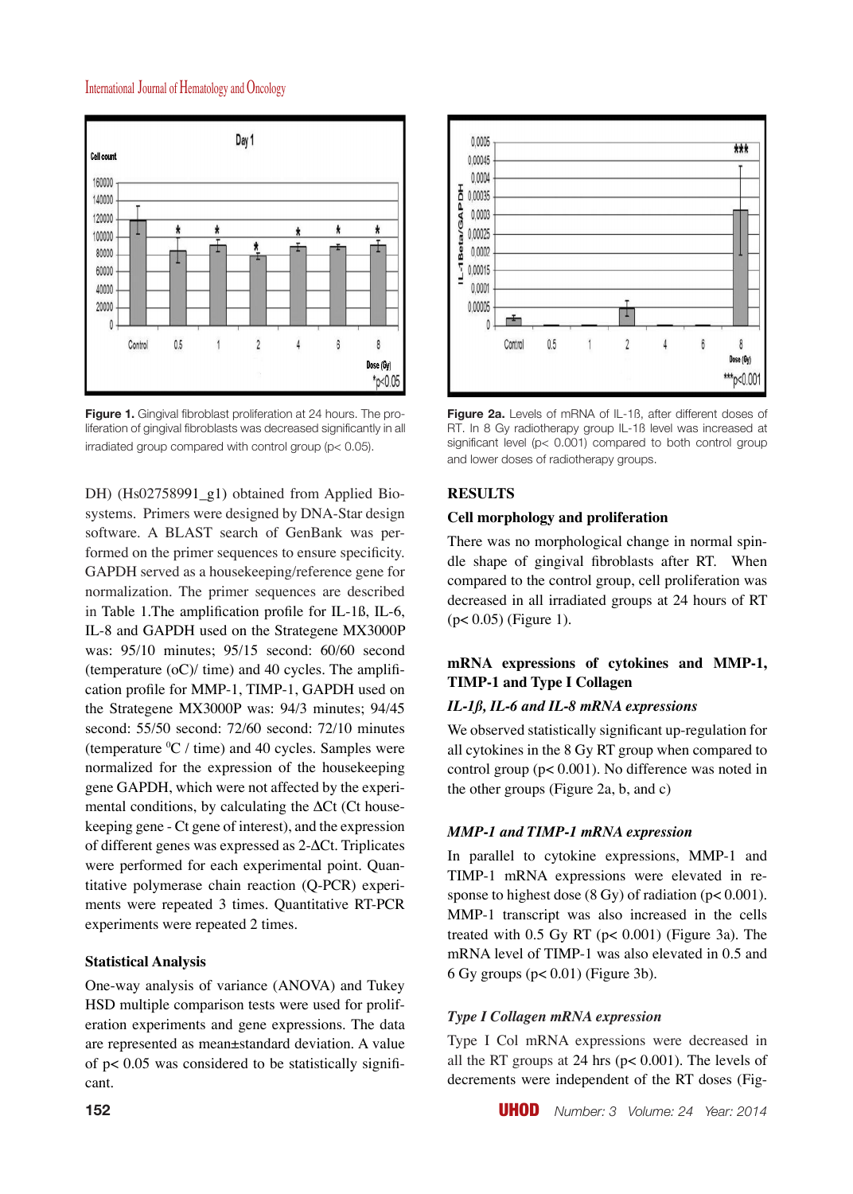Figure 1. Gingival fibroblast proliferation at 24 hours. The proliferation of gingival fibroblasts was decreased significantly in all irradiated group compared with control group ($p< 0.05$).

Figure 2a. Levels of mRNA of IL-1ß, after different doses of RT. In 8 Gy radiotherapy group IL-1ß level was increased at significant level ($p< 0.001$) compared to both control group and lower doses of radiotherapy groups.

DH) (Hs02758991_g1) obtained from Applied Biosystems. Primers were designed by DNA-Star design software. A BLAST search of GenBank was performed on the primer sequences to ensure specificity. GAPDH served as a housekeeping/reference gene for normalization. The primer sequences are described in Table 1.The amplification profile for IL-1ß, IL-6, IL-8 and GAPDH used on the Strategene MX3000P was: 95/10 minutes; 95/15 second: 60/60 second (temperature (oC)/ time) and 40 cycles. The amplification profile for MMP-1, TIMP-1, GAPDH used on the Strategene MX3000P was: 94/3 minutes; 94/45 second: 55/50 second: 72/60 second: 72/10 minutes (temperature $^{0}$C / time) and 40 cycles. Samples were normalized for the expression of the housekeeping gene GAPDH, which were not affected by the experimental conditions, by calculating the ΔCt (Ct housekeeping gene - Ct gene of interest), and the expression of different genes was expressed as 2-ΔCt. Triplicates were performed for each experimental point. Quantitative polymerase chain reaction (Q-PCR) experiments were repeated 3 times. Quantitative RT-PCR experiments were repeated 2 times.

### Statistical Analysis

One-way analysis of variance (ANOVA) and Tukey HSD multiple comparison tests were used for proliferation experiments and gene expressions. The data are represented as mean±standard deviation. A value of $p< 0.05$ was considered to be statistically significant.

## RESULTS

### Cell morphology and proliferation

There was no morphological change in normal spindle shape of gingival fibroblasts after RT. When compared to the control group, cell proliferation was decreased in all irradiated groups at 24 hours of RT ($p< 0.05$) (Figure 1).

### mRNA expressions of cytokines and MMP-1, TIMP-1 and Type I Collagen

#### *IL-1β, IL-6 and IL-8 mRNA expressions*

We observed statistically significant up-regulation for all cytokines in the 8 Gy RT group when compared to control group ($p< 0.001$). No difference was noted in the other groups (Figure 2a, b, and c)

#### *MMP-1 and TIMP-1 mRNA expression*

In parallel to cytokine expressions, MMP-1 and TIMP-1 mRNA expressions were elevated in response to highest dose (8 Gy) of radiation ($p< 0.001$). MMP-1 transcript was also increased in the cells treated with 0.5 Gy RT ($p< 0.001$) (Figure 3a). The mRNA level of TIMP-1 was also elevated in 0.5 and 6 Gy groups ($p< 0.01$) (Figure 3b).

#### *Type I Collagen mRNA expression*

Type I Col mRNA expressions were decreased in all the RT groups at 24 hrs ($p< 0.001$). The levels of decrements were independent of the RT doses (Fig-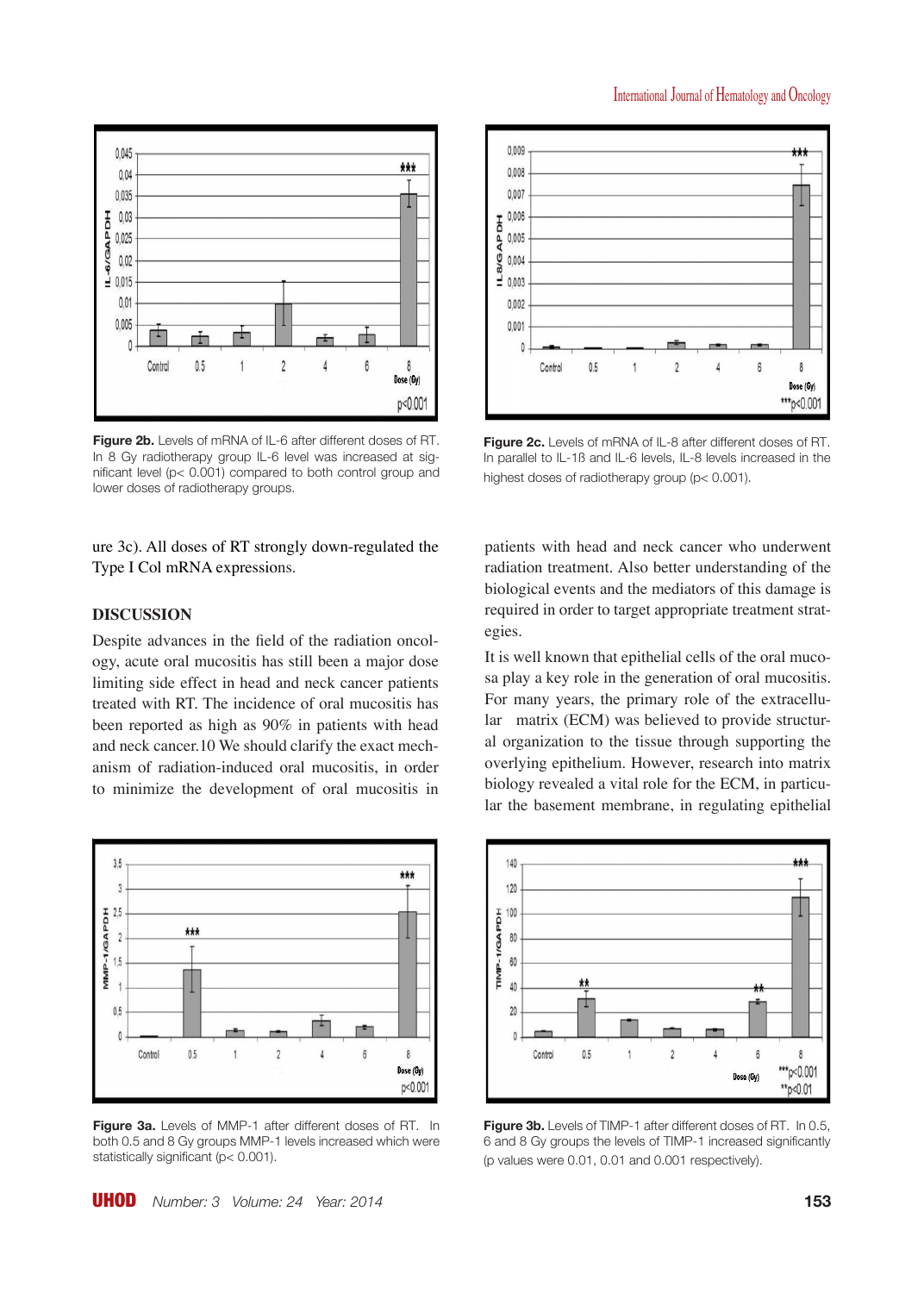Figure 2b. Levels of mRNA of IL-6 after different doses of RT. In 8 Gy radiotherapy group IL-6 level was increased at significant level (p< 0.001) compared to both control group and lower doses of radiotherapy groups.

Figure 2c. Levels of mRNA of IL-8 after different doses of RT. In parallel to IL-1ß and IL-6 levels, IL-8 levels increased in the highest doses of radiotherapy group (p< 0.001).

ure 3c). All doses of RT strongly down-regulated the Type I Col mRNA expressions.

## DISCUSSION

Despite advances in the field of the radiation oncology, acute oral mucositis has still been a major dose limiting side effect in head and neck cancer patients treated with RT. The incidence of oral mucositis has been reported as high as 90% in patients with head and neck cancer.10 We should clarify the exact mechanism of radiation-induced oral mucositis, in order to minimize the development of oral mucositis in patients with head and neck cancer who underwent radiation treatment. Also better understanding of the biological events and the mediators of this damage is required in order to target appropriate treatment strategies.

It is well known that epithelial cells of the oral mucosa play a key role in the generation of oral mucositis. For many years, the primary role of the extracellular matrix (ECM) was believed to provide structural organization to the tissue through supporting the overlying epithelium. However, research into matrix biology revealed a vital role for the ECM, in particular the basement membrane, in regulating epithelial

Figure 3a. Levels of MMP-1 after different doses of RT. In both 0.5 and 8 Gy groups MMP-1 levels increased which were statistically significant (p< 0.001).

Figure 3b. Levels of TIMP-1 after different doses of RT. In 0.5, 6 and 8 Gy groups the levels of TIMP-1 increased significantly (p values were 0.01, 0.01 and 0.001 respectively).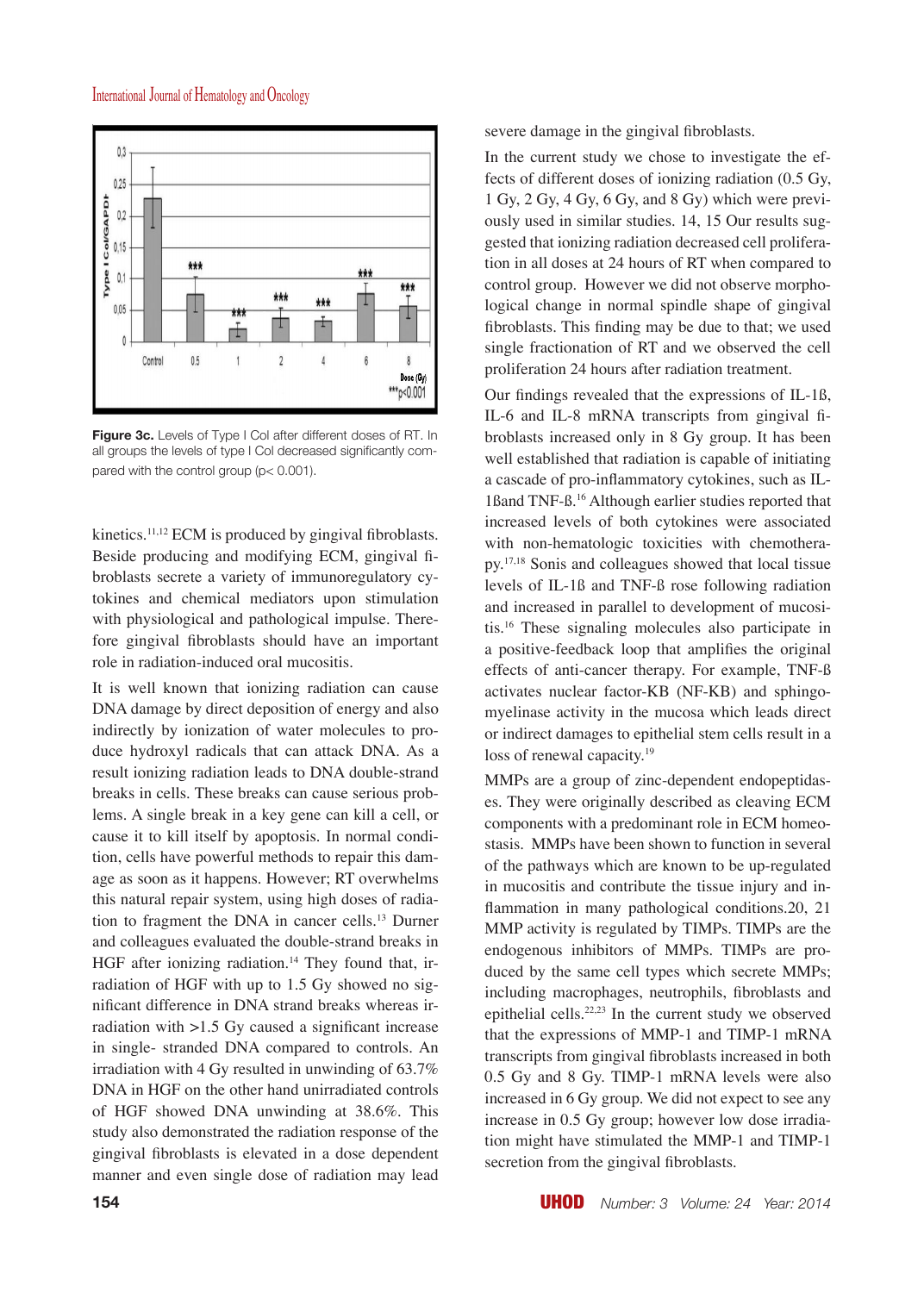Figure 3c. Levels of Type I Col after different doses of RT. In all groups the levels of type I Col decreased significantly compared with the control group (p< 0.001).

kinetics.[11,12] ECM is produced by gingival fibroblasts. Beside producing and modifying ECM, gingival fibroblasts secrete a variety of immunoregulatory cytokines and chemical mediators upon stimulation with physiological and pathological impulse. Therefore gingival fibroblasts should have an important role in radiation-induced oral mucositis.

It is well known that ionizing radiation can cause DNA damage by direct deposition of energy and also indirectly by ionization of water molecules to produce hydroxyl radicals that can attack DNA. As a result ionizing radiation leads to DNA double-strand breaks in cells. These breaks can cause serious problems. A single break in a key gene can kill a cell, or cause it to kill itself by apoptosis. In normal condition, cells have powerful methods to repair this damage as soon as it happens. However; RT overwhelms this natural repair system, using high doses of radiation to fragment the DNA in cancer cells.[13] Durner and colleagues evaluated the double-strand breaks in HGF after ionizing radiation.[14] They found that, irradiation of HGF with up to 1.5 Gy showed no significant difference in DNA strand breaks whereas irradiation with >1.5 Gy caused a significant increase in single- stranded DNA compared to controls. An irradiation with 4 Gy resulted in unwinding of 63.7% DNA in HGF on the other hand unirradiated controls of HGF showed DNA unwinding at 38.6%. This study also demonstrated the radiation response of the gingival fibroblasts is elevated in a dose dependent manner and even single dose of radiation may lead severe damage in the gingival fibroblasts.

In the current study we chose to investigate the effects of different doses of ionizing radiation (0.5 Gy, 1 Gy, 2 Gy, 4 Gy, 6 Gy, and 8 Gy) which were previously used in similar studies. 14, 15 Our results suggested that ionizing radiation decreased cell proliferation in all doses at 24 hours of RT when compared to control group. However we did not observe morphological change in normal spindle shape of gingival fibroblasts. This finding may be due to that; we used single fractionation of RT and we observed the cell proliferation 24 hours after radiation treatment.

Our findings revealed that the expressions of IL-1ß, IL-6 and IL-8 mRNA transcripts from gingival fibroblasts increased only in 8 Gy group. It has been well established that radiation is capable of initiating a cascade of pro-inflammatory cytokines, such as IL-1ßand TNF-ß.[16] Although earlier studies reported that increased levels of both cytokines were associated with non-hematologic toxicities with chemotherapy.[17,18] Sonis and colleagues showed that local tissue levels of IL-1ß and TNF-ß rose following radiation and increased in parallel to development of mucositis.[16] These signaling molecules also participate in a positive-feedback loop that amplifies the original effects of anti-cancer therapy. For example, TNF-ß activates nuclear factor-KB (NF-KB) and sphingomyelinase activity in the mucosa which leads direct or indirect damages to epithelial stem cells result in a loss of renewal capacity.[19]

MMPs are a group of zinc-dependent endopeptidases. They were originally described as cleaving ECM components with a predominant role in ECM homeostasis. MMPs have been shown to function in several of the pathways which are known to be up-regulated in mucositis and contribute the tissue injury and inflammation in many pathological conditions.20, 21 MMP activity is regulated by TIMPs. TIMPs are the endogenous inhibitors of MMPs. TIMPs are produced by the same cell types which secrete MMPs; including macrophages, neutrophils, fibroblasts and epithelial cells.[22,23] In the current study we observed that the expressions of MMP-1 and TIMP-1 mRNA transcripts from gingival fibroblasts increased in both 0.5 Gy and 8 Gy. TIMP-1 mRNA levels were also increased in 6 Gy group. We did not expect to see any increase in 0.5 Gy group; however low dose irradiation might have stimulated the MMP-1 and TIMP-1 secretion from the gingival fibroblasts.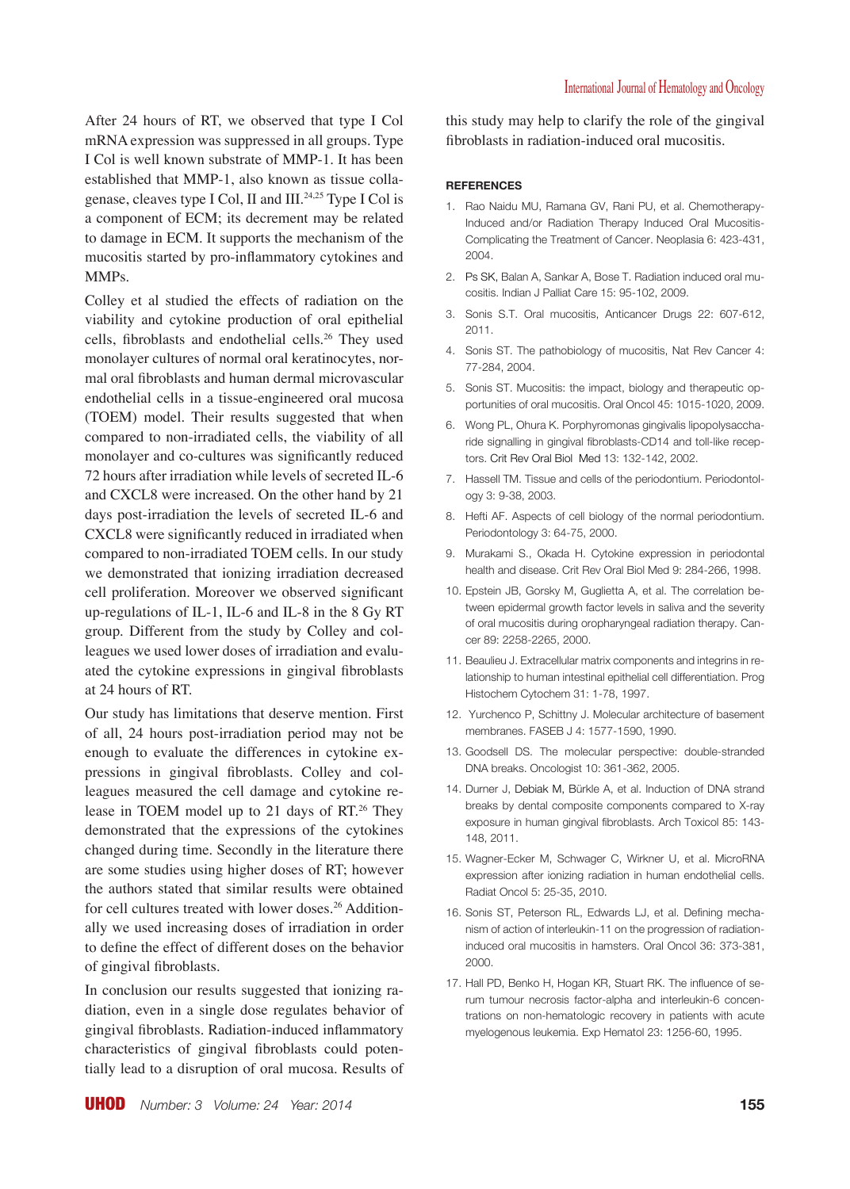After 24 hours of RT, we observed that type I Col mRNA expression was suppressed in all groups. Type I Col is well known substrate of MMP-1. It has been established that MMP-1, also known as tissue collagenase, cleaves type I Col, II and III.[24,25] Type I Col is a component of ECM; its decrement may be related to damage in ECM. It supports the mechanism of the mucositis started by pro-inflammatory cytokines and MMPs.

Colley et al studied the effects of radiation on the viability and cytokine production of oral epithelial cells, fibroblasts and endothelial cells.[26] They used monolayer cultures of normal oral keratinocytes, normal oral fibroblasts and human dermal microvascular endothelial cells in a tissue-engineered oral mucosa (TOEM) model. Their results suggested that when compared to non-irradiated cells, the viability of all monolayer and co-cultures was significantly reduced 72 hours after irradiation while levels of secreted IL-6 and CXCL8 were increased. On the other hand by 21 days post-irradiation the levels of secreted IL-6 and CXCL8 were significantly reduced in irradiated when compared to non-irradiated TOEM cells. In our study we demonstrated that ionizing irradiation decreased cell proliferation. Moreover we observed significant up-regulations of IL-1, IL-6 and IL-8 in the 8 Gy RT group. Different from the study by Colley and colleagues we used lower doses of irradiation and evaluated the cytokine expressions in gingival fibroblasts at 24 hours of RT.

Our study has limitations that deserve mention. First of all, 24 hours post-irradiation period may not be enough to evaluate the differences in cytokine expressions in gingival fibroblasts. Colley and colleagues measured the cell damage and cytokine release in TOEM model up to 21 days of RT.[26] They demonstrated that the expressions of the cytokines changed during time. Secondly in the literature there are some studies using higher doses of RT; however the authors stated that similar results were obtained for cell cultures treated with lower doses.[26] Additionally we used increasing doses of irradiation in order to define the effect of different doses on the behavior of gingival fibroblasts.

In conclusion our results suggested that ionizing radiation, even in a single dose regulates behavior of gingival fibroblasts. Radiation-induced inflammatory characteristics of gingival fibroblasts could potentially lead to a disruption of oral mucosa. Results of this study may help to clarify the role of the gingival fibroblasts in radiation-induced oral mucositis.

## REFERENCES

1. Rao Naidu MU, Ramana GV, Rani PU, et al. Chemotherapy-Induced and/or Radiation Therapy Induced Oral Mucositis-Complicating the Treatment of Cancer. Neoplasia 6: 423-431, 2004.
2. Ps SK, Balan A, Sankar A, Bose T. Radiation induced oral mucositis. Indian J Palliat Care 15: 95-102, 2009.
3. Sonis S.T. Oral mucositis, Anticancer Drugs 22: 607-612, 2011.
4. Sonis ST. The pathobiology of mucositis, Nat Rev Cancer 4: 77-284, 2004.
5. Sonis ST. Mucositis: the impact, biology and therapeutic opportunities of oral mucositis. Oral Oncol 45: 1015-1020, 2009.
6. Wong PL, Ohura K. Porphyromonas gingivalis lipopolysaccharide signalling in gingival fibroblasts-CD14 and toll-like receptors. Crit Rev Oral Biol Med 13: 132-142, 2002.
7. Hassell TM. Tissue and cells of the periodontium. Periodontology 3: 9-38, 2003.
8. Hefti AF. Aspects of cell biology of the normal periodontium. Periodontology 3: 64-75, 2000.
9. Murakami S., Okada H. Cytokine expression in periodontal health and disease. Crit Rev Oral Biol Med 9: 284-266, 1998.
10. Epstein JB, Gorsky M, Guglietta A, et al. The correlation between epidermal growth factor levels in saliva and the severity of oral mucositis during oropharyngeal radiation therapy. Cancer 89: 2258-2265, 2000.
11. Beaulieu J. Extracellular matrix components and integrins in relationship to human intestinal epithelial cell differentiation. Prog Histochem Cytochem 31: 1-78, 1997.
12. Yurchenco P, Schittny J. Molecular architecture of basement membranes. FASEB J 4: 1577-1590, 1990.
13. Goodsell DS. The molecular perspective: double-stranded DNA breaks. Oncologist 10: 361-362, 2005.
14. Durner J, Debiak M, Bürkle A, et al. Induction of DNA strand breaks by dental composite components compared to X-ray exposure in human gingival fibroblasts. Arch Toxicol 85: 143-148, 2011.
15. Wagner-Ecker M, Schwager C, Wirkner U, et al. MicroRNA expression after ionizing radiation in human endothelial cells. Radiat Oncol 5: 25-35, 2010.
16. Sonis ST, Peterson RL, Edwards LJ, et al. Defining mechanism of action of interleukin-11 on the progression of radiation-induced oral mucositis in hamsters. Oral Oncol 36: 373-381, 2000.
17. Hall PD, Benko H, Hogan KR, Stuart RK. The influence of serum tumour necrosis factor-alpha and interleukin-6 concentrations on non-hematologic recovery in patients with acute myelogenous leukemia. Exp Hematol 23: 1256-60, 1995.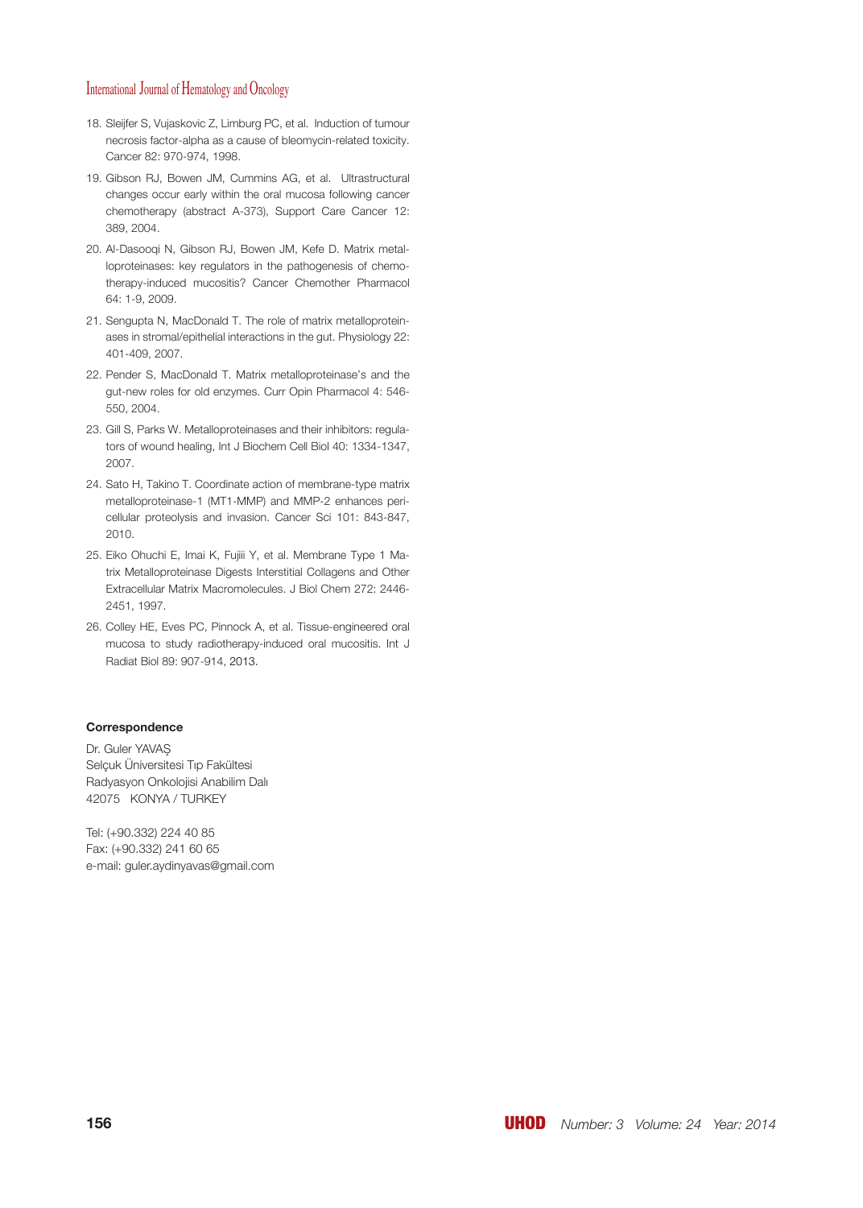18. Sleijfer S, Vujaskovic Z, Limburg PC, et al. Induction of tumour necrosis factor-alpha as a cause of bleomycin-related toxicity. Cancer 82: 970-974, 1998.
19. Gibson RJ, Bowen JM, Cummins AG, et al. Ultrastructural changes occur early within the oral mucosa following cancer chemotherapy (abstract A-373), Support Care Cancer 12: 389, 2004.
20. Al-Dasooqi N, Gibson RJ, Bowen JM, Kefe D. Matrix metalloproteinases: key regulators in the pathogenesis of chemotherapy-induced mucositis? Cancer Chemother Pharmacol 64: 1-9, 2009.
21. Sengupta N, MacDonald T. The role of matrix metalloproteinases in stromal/epithelial interactions in the gut. Physiology 22: 401-409, 2007.
22. Pender S, MacDonald T. Matrix metalloproteinase's and the gut-new roles for old enzymes. Curr Opin Pharmacol 4: 546-550, 2004.
23. Gill S, Parks W. Metalloproteinases and their inhibitors: regulators of wound healing, Int J Biochem Cell Biol 40: 1334-1347, 2007.
24. Sato H, Takino T. Coordinate action of membrane-type matrix metalloproteinase-1 (MT1-MMP) and MMP-2 enhances pericellular proteolysis and invasion. Cancer Sci 101: 843-847, 2010.
25. Eiko Ohuchi E, Imai K, Fujiii Y, et al. Membrane Type 1 Matrix Metalloproteinase Digests Interstitial Collagens and Other Extracellular Matrix Macromolecules. J Biol Chem 272: 2446-2451, 1997.
26. Colley HE, Eves PC, Pinnock A, et al. Tissue-engineered oral mucosa to study radiotherapy-induced oral mucositis. Int J Radiat Biol 89: 907-914, 2013.

**Correspondence**

Dr. Guler YAVAŞ
Selçuk Üniversitesi Tıp Fakültesi
Radyasyon Onkolojisi Anabilim Dalı
42075 KONYA / TURKEY

Tel: (+90.332) 224 40 85
Fax: (+90.332) 241 60 65
e-mail: guler.aydinyavas@gmail.com